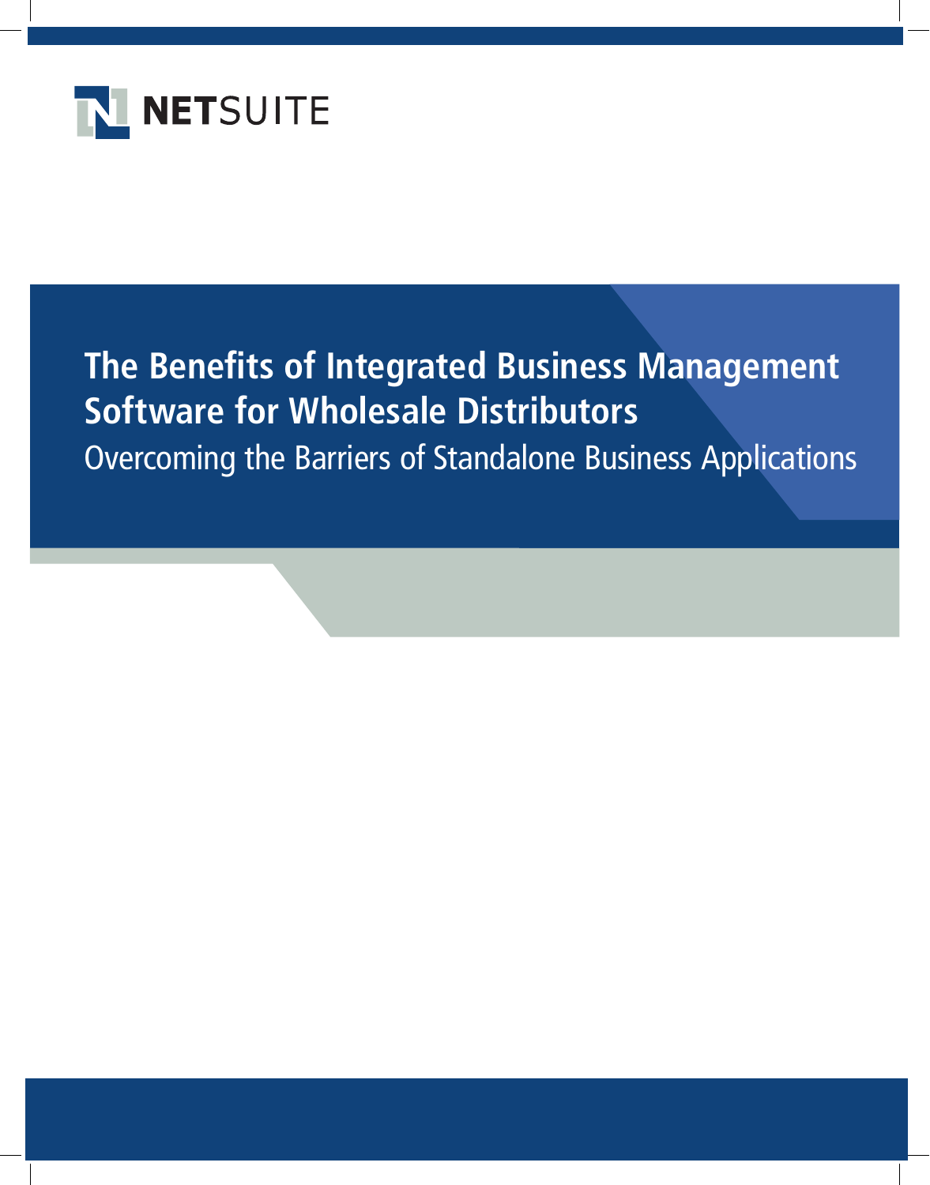NETSUITE

# The Benefits of Integrated Business Management Software for Wholesale Distributors

## Overcoming the Barriers of Standalone Business Applications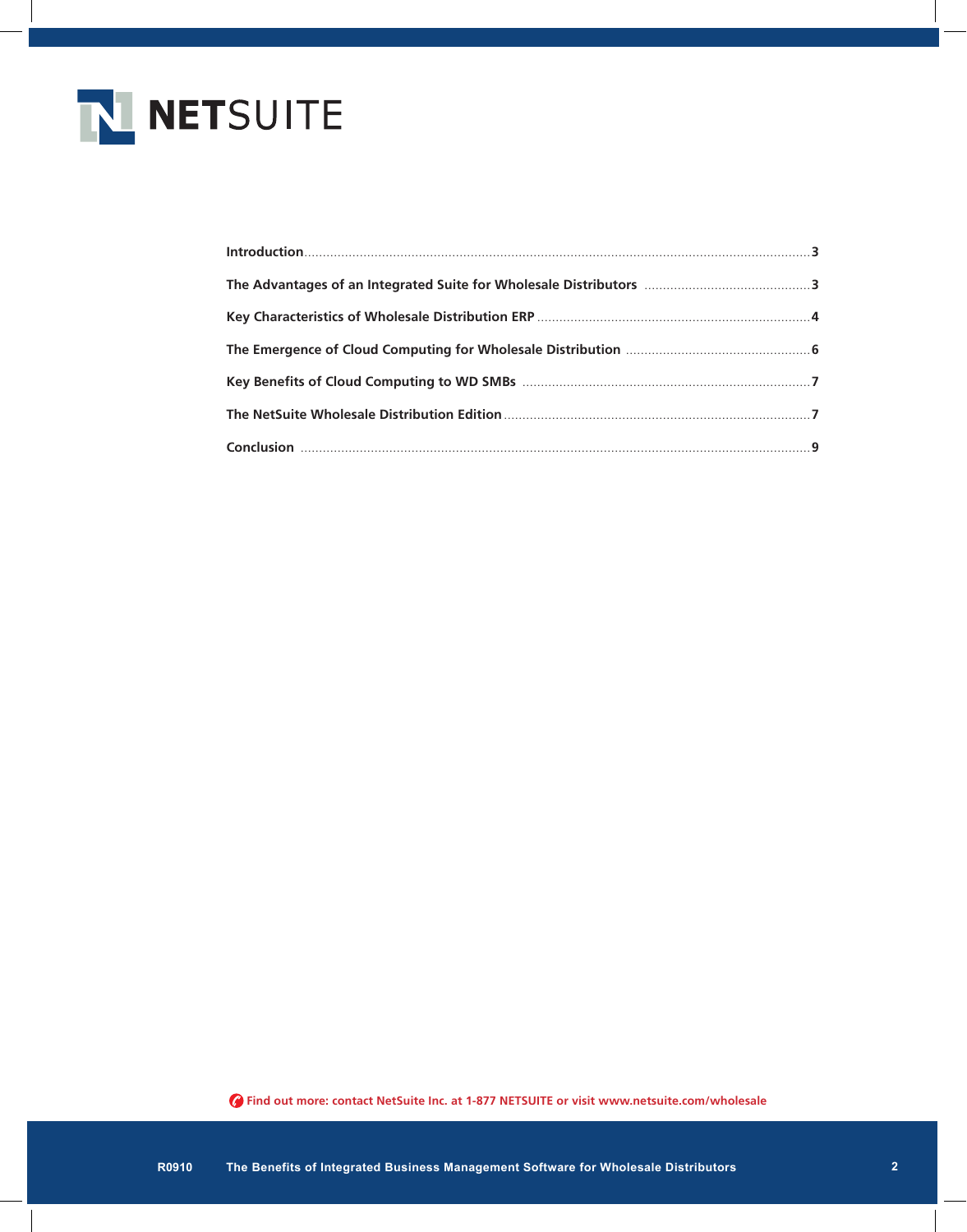| | |
|---|---|
| **Introduction** | **3** |
| **The Advantages of an Integrated Suite for Wholesale Distributors** | **3** |
| **Key Characteristics of Wholesale Distribution ERP** | **4** |
| **The Emergence of Cloud Computing for Wholesale Distribution** | **6** |
| **Key Benefits of Cloud Computing to WD SMBs** | **7** |
| **The NetSuite Wholesale Distribution Edition** | **7** |
| **Conclusion** | **9** |

**Find out more: contact NetSuite Inc. at 1-877 NETSUITE or visit www.netsuite.com/wholesale**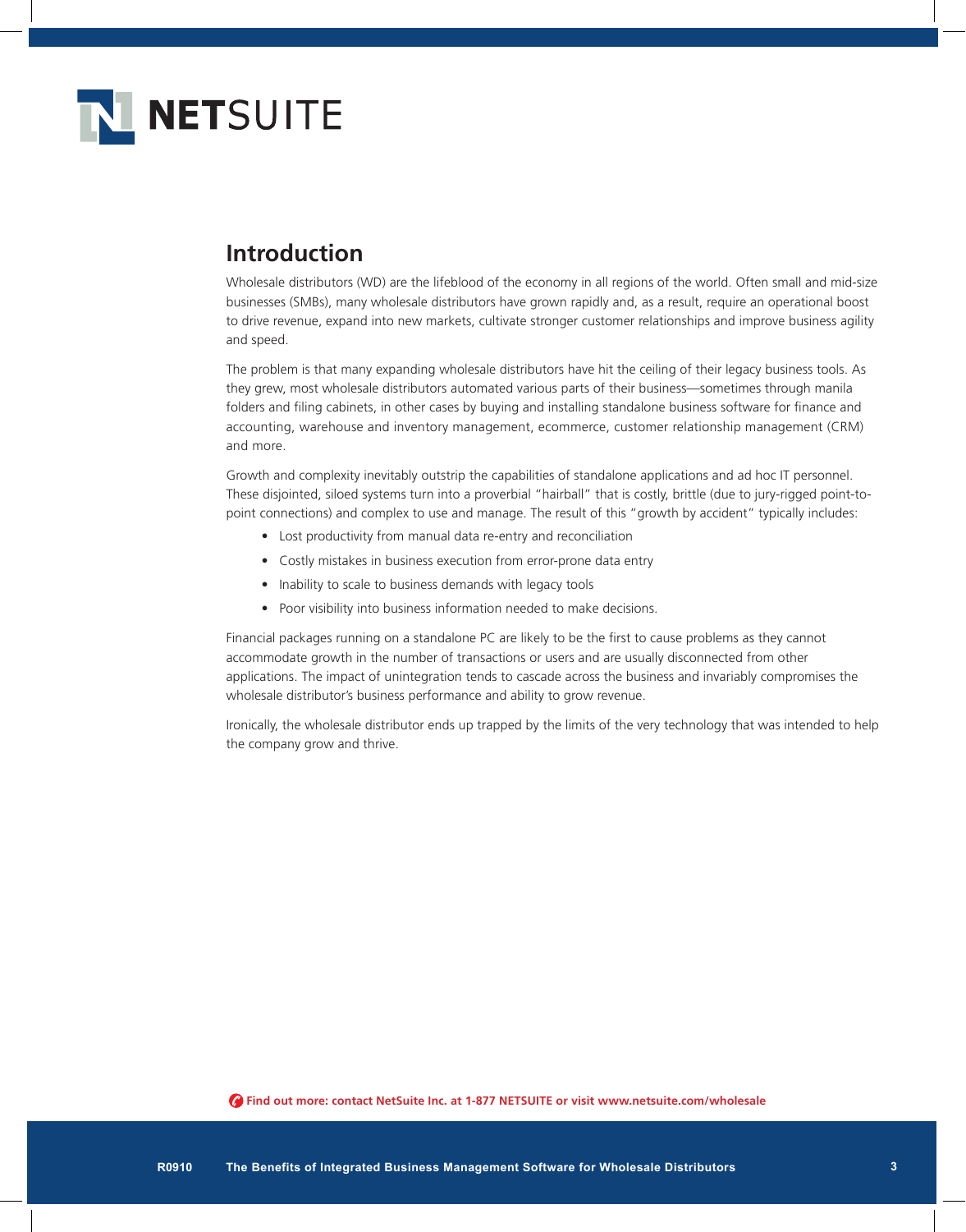## Introduction

Wholesale distributors (WD) are the lifeblood of the economy in all regions of the world. Often small and mid-size businesses (SMBs), many wholesale distributors have grown rapidly and, as a result, require an operational boost to drive revenue, expand into new markets, cultivate stronger customer relationships and improve business agility and speed.

The problem is that many expanding wholesale distributors have hit the ceiling of their legacy business tools. As they grew, most wholesale distributors automated various parts of their business—sometimes through manila folders and filing cabinets, in other cases by buying and installing standalone business software for finance and accounting, warehouse and inventory management, ecommerce, customer relationship management (CRM) and more.

Growth and complexity inevitably outstrip the capabilities of standalone applications and ad hoc IT personnel. These disjointed, siloed systems turn into a proverbial "hairball" that is costly, brittle (due to jury-rigged point-to-point connections) and complex to use and manage. The result of this "growth by accident" typically includes:

- Lost productivity from manual data re-entry and reconciliation
- Costly mistakes in business execution from error-prone data entry
- Inability to scale to business demands with legacy tools
- Poor visibility into business information needed to make decisions.

Financial packages running on a standalone PC are likely to be the first to cause problems as they cannot accommodate growth in the number of transactions or users and are usually disconnected from other applications. The impact of unintegration tends to cascade across the business and invariably compromises the wholesale distributor's business performance and ability to grow revenue.

Ironically, the wholesale distributor ends up trapped by the limits of the very technology that was intended to help the company grow and thrive.

**Find out more: contact NetSuite Inc. at 1-877 NETSUITE or visit www.netsuite.com/wholesale**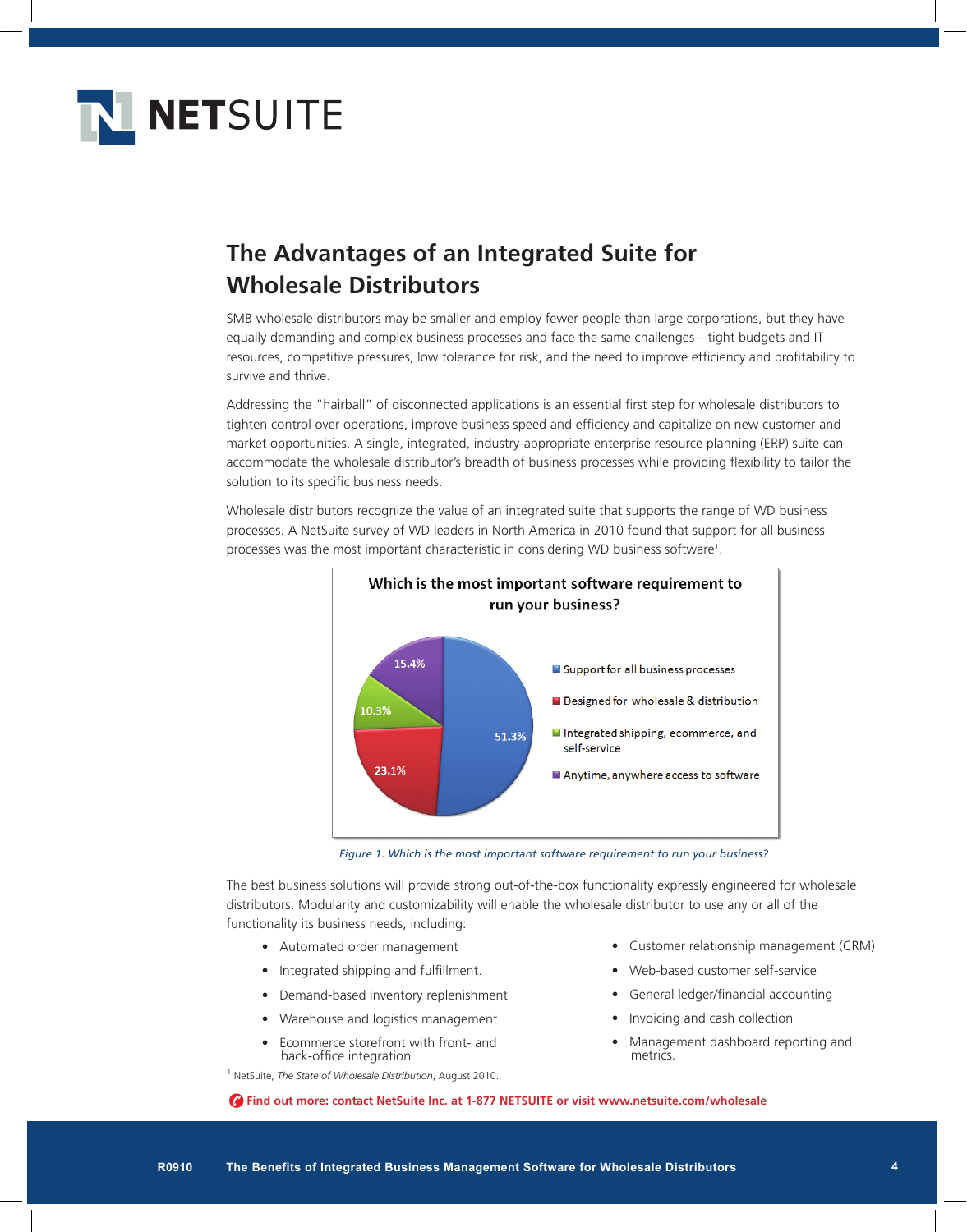## The Advantages of an Integrated Suite for Wholesale Distributors

SMB wholesale distributors may be smaller and employ fewer people than large corporations, but they have equally demanding and complex business processes and face the same challenges—tight budgets and IT resources, competitive pressures, low tolerance for risk, and the need to improve efficiency and profitability to survive and thrive.

Addressing the "hairball" of disconnected applications is an essential first step for wholesale distributors to tighten control over operations, improve business speed and efficiency and capitalize on new customer and market opportunities. A single, integrated, industry-appropriate enterprise resource planning (ERP) suite can accommodate the wholesale distributor's breadth of business processes while providing flexibility to tailor the solution to its specific business needs.

Wholesale distributors recognize the value of an integrated suite that supports the range of WD business processes. A NetSuite survey of WD leaders in North America in 2010 found that support for all business processes was the most important characteristic in considering WD business software[1].

**Which is the most important software requirement to run your business?**

| Response | Share |
|---|---|
| Support for all business processes | 51.3% |
| Designed for wholesale & distribution | 23.1% |
| Integrated shipping, ecommerce, and self-service | 10.3% |
| Anytime, anywhere access to software | 15.4% |

*Figure 1. Which is the most important software requirement to run your business?*

The best business solutions will provide strong out-of-the-box functionality expressly engineered for wholesale distributors. Modularity and customizability will enable the wholesale distributor to use any or all of the functionality its business needs, including:

- Automated order management
- Integrated shipping and fulfillment.
- Demand-based inventory replenishment
- Warehouse and logistics management
- Ecommerce storefront with front- and back-office integration
- Customer relationship management (CRM)
- Web-based customer self-service
- General ledger/financial accounting
- Invoicing and cash collection
- Management dashboard reporting and metrics.

[1] NetSuite, *The State of Wholesale Distribution*, August 2010.

**Find out more: contact NetSuite Inc. at 1-877 NETSUITE or visit www.netsuite.com/wholesale**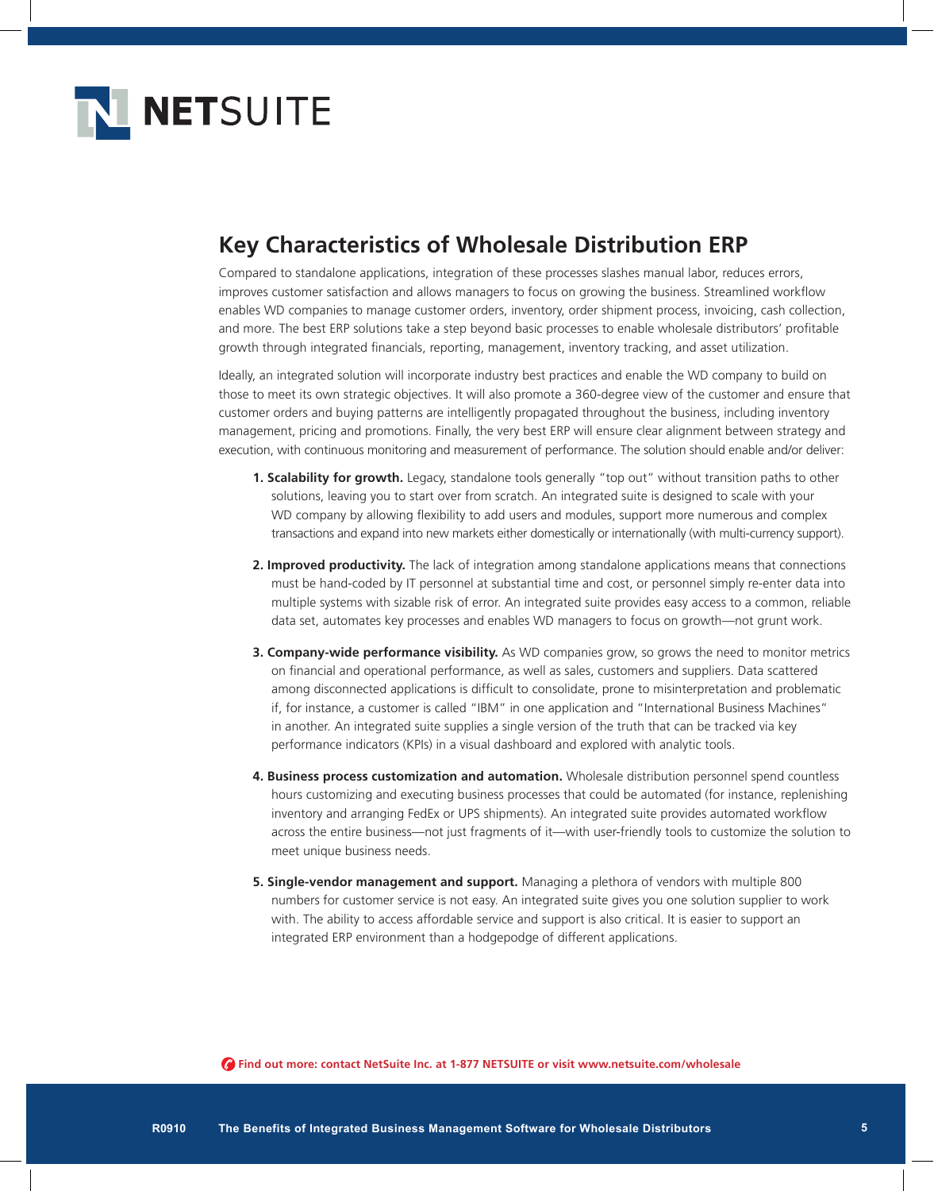## Key Characteristics of Wholesale Distribution ERP

Compared to standalone applications, integration of these processes slashes manual labor, reduces errors, improves customer satisfaction and allows managers to focus on growing the business. Streamlined workflow enables WD companies to manage customer orders, inventory, order shipment process, invoicing, cash collection, and more. The best ERP solutions take a step beyond basic processes to enable wholesale distributors' profitable growth through integrated financials, reporting, management, inventory tracking, and asset utilization.

Ideally, an integrated solution will incorporate industry best practices and enable the WD company to build on those to meet its own strategic objectives. It will also promote a 360-degree view of the customer and ensure that customer orders and buying patterns are intelligently propagated throughout the business, including inventory management, pricing and promotions. Finally, the very best ERP will ensure clear alignment between strategy and execution, with continuous monitoring and measurement of performance. The solution should enable and/or deliver:

1. **Scalability for growth.** Legacy, standalone tools generally "top out" without transition paths to other solutions, leaving you to start over from scratch. An integrated suite is designed to scale with your WD company by allowing flexibility to add users and modules, support more numerous and complex transactions and expand into new markets either domestically or internationally (with multi-currency support).

2. **Improved productivity.** The lack of integration among standalone applications means that connections must be hand-coded by IT personnel at substantial time and cost, or personnel simply re-enter data into multiple systems with sizable risk of error. An integrated suite provides easy access to a common, reliable data set, automates key processes and enables WD managers to focus on growth—not grunt work.

3. **Company-wide performance visibility.** As WD companies grow, so grows the need to monitor metrics on financial and operational performance, as well as sales, customers and suppliers. Data scattered among disconnected applications is difficult to consolidate, prone to misinterpretation and problematic if, for instance, a customer is called "IBM" in one application and "International Business Machines" in another. An integrated suite supplies a single version of the truth that can be tracked via key performance indicators (KPIs) in a visual dashboard and explored with analytic tools.

4. **Business process customization and automation.** Wholesale distribution personnel spend countless hours customizing and executing business processes that could be automated (for instance, replenishing inventory and arranging FedEx or UPS shipments). An integrated suite provides automated workflow across the entire business—not just fragments of it—with user-friendly tools to customize the solution to meet unique business needs.

5. **Single-vendor management and support.** Managing a plethora of vendors with multiple 800 numbers for customer service is not easy. An integrated suite gives you one solution supplier to work with. The ability to access affordable service and support is also critical. It is easier to support an integrated ERP environment than a hodgepodge of different applications.

**Find out more: contact NetSuite Inc. at 1-877 NETSUITE or visit www.netsuite.com/wholesale**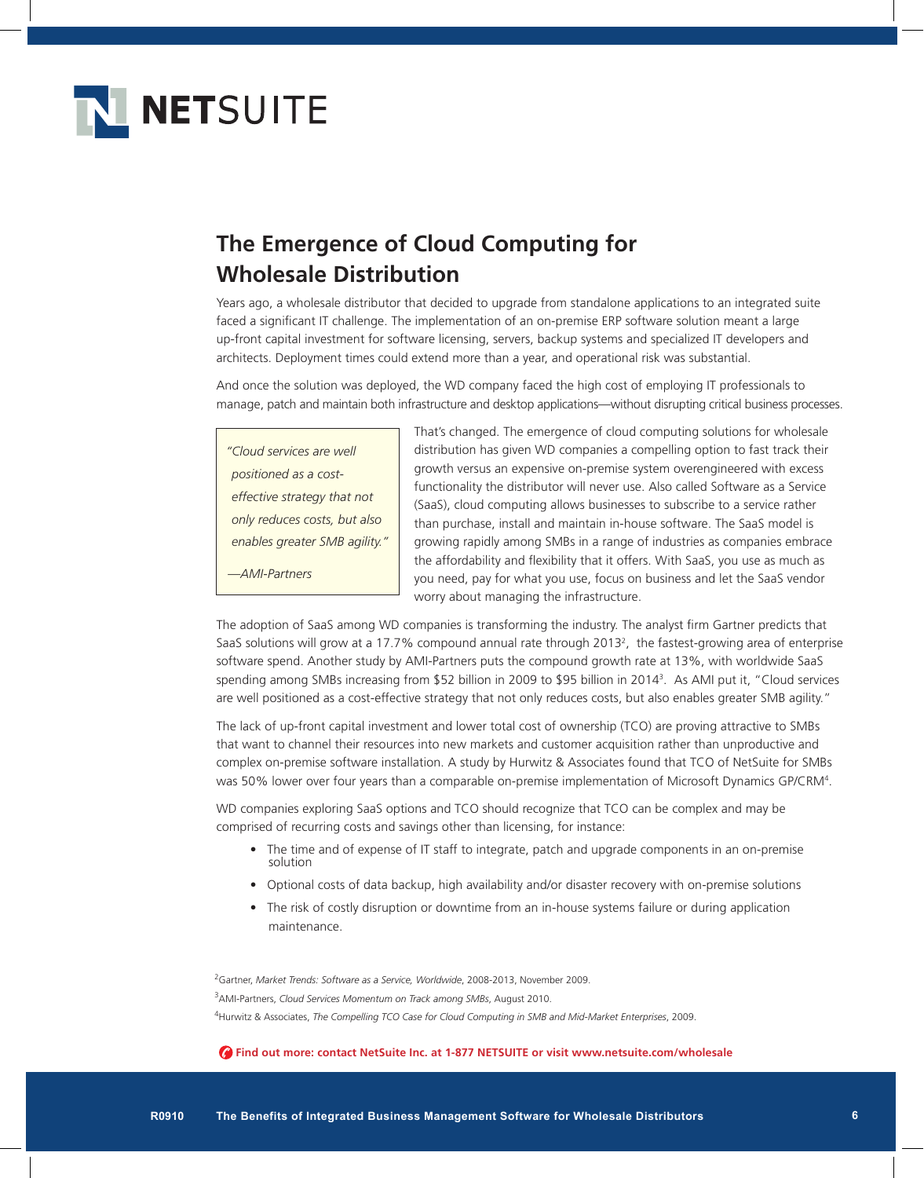## The Emergence of Cloud Computing for Wholesale Distribution

Years ago, a wholesale distributor that decided to upgrade from standalone applications to an integrated suite faced a significant IT challenge. The implementation of an on-premise ERP software solution meant a large up-front capital investment for software licensing, servers, backup systems and specialized IT developers and architects. Deployment times could extend more than a year, and operational risk was substantial.

And once the solution was deployed, the WD company faced the high cost of employing IT professionals to manage, patch and maintain both infrastructure and desktop applications—without disrupting critical business processes.

> *"Cloud services are well positioned as a cost-effective strategy that not only reduces costs, but also enables greater SMB agility."*
>
> *—AMI-Partners*

That's changed. The emergence of cloud computing solutions for wholesale distribution has given WD companies a compelling option to fast track their growth versus an expensive on-premise system overengineered with excess functionality the distributor will never use. Also called Software as a Service (SaaS), cloud computing allows businesses to subscribe to a service rather than purchase, install and maintain in-house software. The SaaS model is growing rapidly among SMBs in a range of industries as companies embrace the affordability and flexibility that it offers. With SaaS, you use as much as you need, pay for what you use, focus on business and let the SaaS vendor worry about managing the infrastructure.

The adoption of SaaS among WD companies is transforming the industry. The analyst firm Gartner predicts that SaaS solutions will grow at a 17.7% compound annual rate through 2013[2], the fastest-growing area of enterprise software spend. Another study by AMI-Partners puts the compound growth rate at 13%, with worldwide SaaS spending among SMBs increasing from $52 billion in 2009 to $95 billion in 2014[3]. As AMI put it, "Cloud services are well positioned as a cost-effective strategy that not only reduces costs, but also enables greater SMB agility."

The lack of up-front capital investment and lower total cost of ownership (TCO) are proving attractive to SMBs that want to channel their resources into new markets and customer acquisition rather than unproductive and complex on-premise software installation. A study by Hurwitz & Associates found that TCO of NetSuite for SMBs was 50% lower over four years than a comparable on-premise implementation of Microsoft Dynamics GP/CRM[4].

WD companies exploring SaaS options and TCO should recognize that TCO can be complex and may be comprised of recurring costs and savings other than licensing, for instance:

- The time and of expense of IT staff to integrate, patch and upgrade components in an on-premise solution
- Optional costs of data backup, high availability and/or disaster recovery with on-premise solutions
- The risk of costly disruption or downtime from an in-house systems failure or during application maintenance.

[2]Gartner, *Market Trends: Software as a Service, Worldwide*, 2008-2013, November 2009.

[3]AMI-Partners, *Cloud Services Momentum on Track among SMBs*, August 2010.

[4]Hurwitz & Associates, *The Compelling TCO Case for Cloud Computing in SMB and Mid-Market Enterprises*, 2009.

**Find out more: contact NetSuite Inc. at 1-877 NETSUITE or visit www.netsuite.com/wholesale**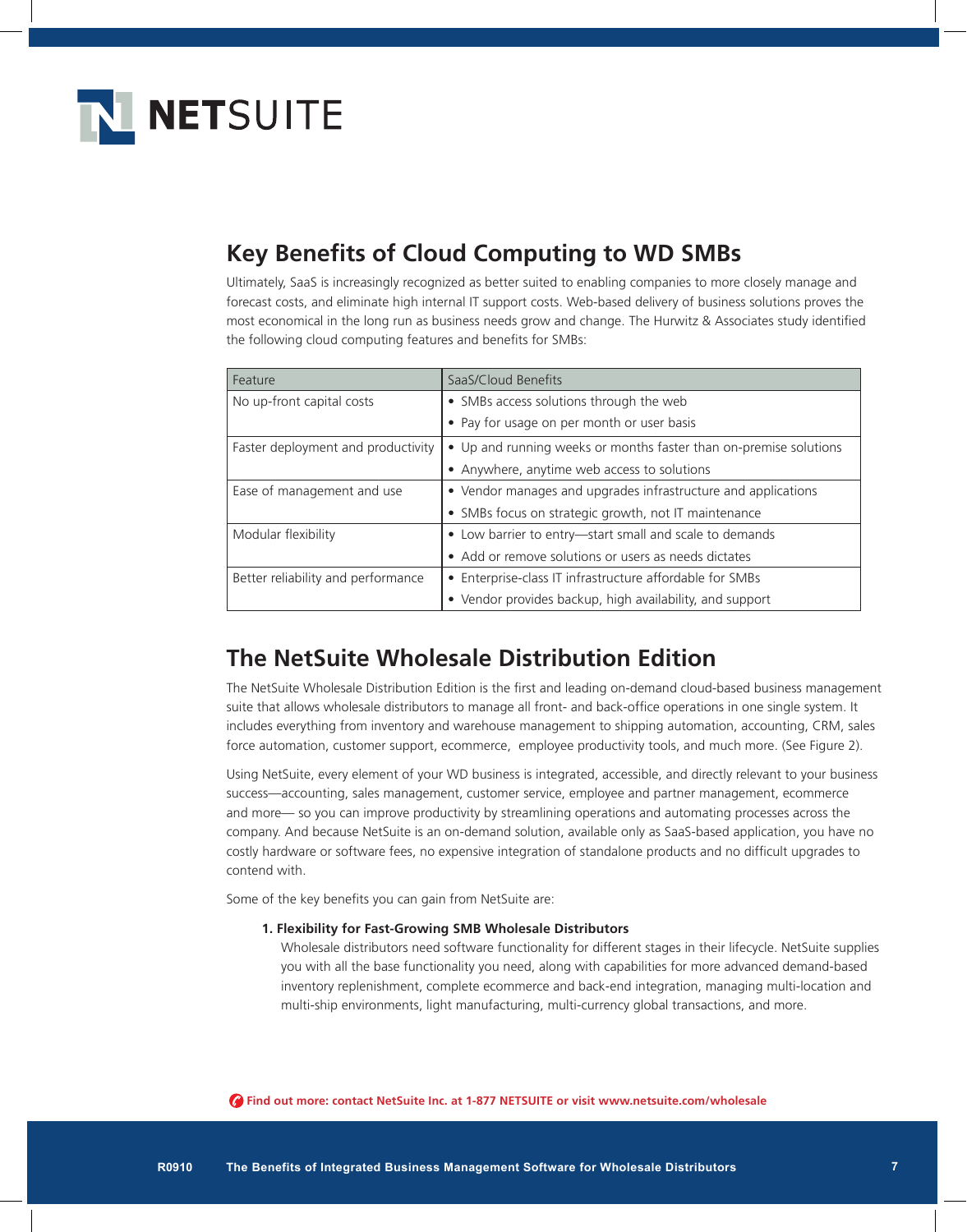## Key Benefits of Cloud Computing to WD SMBs

Ultimately, SaaS is increasingly recognized as better suited to enabling companies to more closely manage and forecast costs, and eliminate high internal IT support costs. Web-based delivery of business solutions proves the most economical in the long run as business needs grow and change. The Hurwitz & Associates study identified the following cloud computing features and benefits for SMBs:

| Feature | SaaS/Cloud Benefits |
| --- | --- |
| No up-front capital costs | • SMBs access solutions through the web<br>• Pay for usage on per month or user basis |
| Faster deployment and productivity | • Up and running weeks or months faster than on-premise solutions<br>• Anywhere, anytime web access to solutions |
| Ease of management and use | • Vendor manages and upgrades infrastructure and applications<br>• SMBs focus on strategic growth, not IT maintenance |
| Modular flexibility | • Low barrier to entry—start small and scale to demands<br>• Add or remove solutions or users as needs dictates |
| Better reliability and performance | • Enterprise-class IT infrastructure affordable for SMBs<br>• Vendor provides backup, high availability, and support |

## The NetSuite Wholesale Distribution Edition

The NetSuite Wholesale Distribution Edition is the first and leading on-demand cloud-based business management suite that allows wholesale distributors to manage all front- and back-office operations in one single system. It includes everything from inventory and warehouse management to shipping automation, accounting, CRM, sales force automation, customer support, ecommerce, employee productivity tools, and much more. (See Figure 2).

Using NetSuite, every element of your WD business is integrated, accessible, and directly relevant to your business success—accounting, sales management, customer service, employee and partner management, ecommerce and more— so you can improve productivity by streamlining operations and automating processes across the company. And because NetSuite is an on-demand solution, available only as SaaS-based application, you have no costly hardware or software fees, no expensive integration of standalone products and no difficult upgrades to contend with.

Some of the key benefits you can gain from NetSuite are:

1. **Flexibility for Fast-Growing SMB Wholesale Distributors**
   Wholesale distributors need software functionality for different stages in their lifecycle. NetSuite supplies you with all the base functionality you need, along with capabilities for more advanced demand-based inventory replenishment, complete ecommerce and back-end integration, managing multi-location and multi-ship environments, light manufacturing, multi-currency global transactions, and more.

**Find out more: contact NetSuite Inc. at 1-877 NETSUITE or visit www.netsuite.com/wholesale**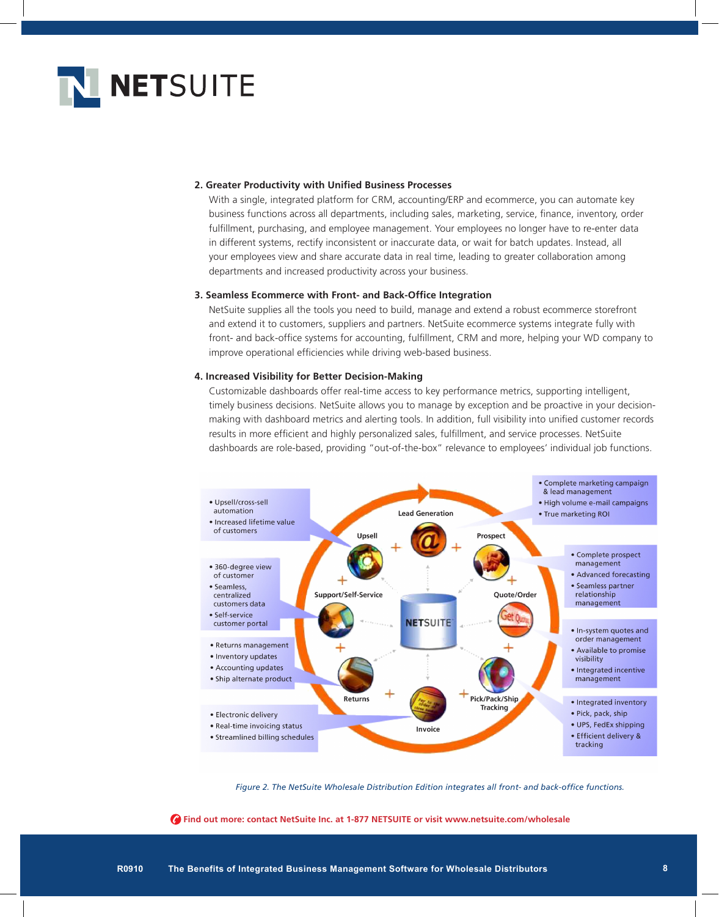### 2. Greater Productivity with Unified Business Processes

With a single, integrated platform for CRM, accounting/ERP and ecommerce, you can automate key business functions across all departments, including sales, marketing, service, finance, inventory, order fulfillment, purchasing, and employee management. Your employees no longer have to re-enter data in different systems, rectify inconsistent or inaccurate data, or wait for batch updates. Instead, all your employees view and share accurate data in real time, leading to greater collaboration among departments and increased productivity across your business.

### 3. Seamless Ecommerce with Front- and Back-Office Integration

NetSuite supplies all the tools you need to build, manage and extend a robust ecommerce storefront and extend it to customers, suppliers and partners. NetSuite ecommerce systems integrate fully with front- and back-office systems for accounting, fulfillment, CRM and more, helping your WD company to improve operational efficiencies while driving web-based business.

### 4. Increased Visibility for Better Decision-Making

Customizable dashboards offer real-time access to key performance metrics, supporting intelligent, timely business decisions. NetSuite allows you to manage by exception and be proactive in your decision-making with dashboard metrics and alerting tools. In addition, full visibility into unified customer records results in more efficient and highly personalized sales, fulfillment, and service processes. NetSuite dashboards are role-based, providing "out-of-the-box" relevance to employees' individual job functions.

*Figure 2. The NetSuite Wholesale Distribution Edition integrates all front- and back-office functions.*

**Find out more: contact NetSuite Inc. at 1-877 NETSUITE or visit www.netsuite.com/wholesale**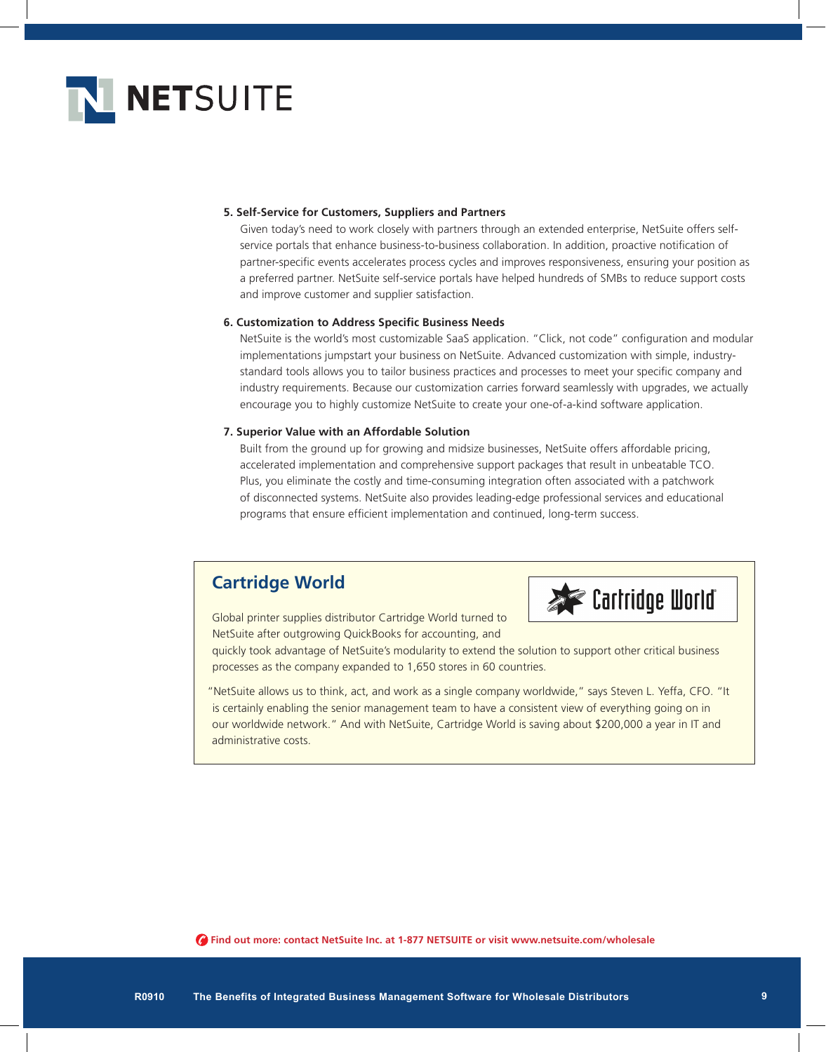**5. Self-Service for Customers, Suppliers and Partners**

Given today's need to work closely with partners through an extended enterprise, NetSuite offers self-service portals that enhance business-to-business collaboration. In addition, proactive notification of partner-specific events accelerates process cycles and improves responsiveness, ensuring your position as a preferred partner. NetSuite self-service portals have helped hundreds of SMBs to reduce support costs and improve customer and supplier satisfaction.

**6. Customization to Address Specific Business Needs**

NetSuite is the world's most customizable SaaS application. "Click, not code" configuration and modular implementations jumpstart your business on NetSuite. Advanced customization with simple, industry-standard tools allows you to tailor business practices and processes to meet your specific company and industry requirements. Because our customization carries forward seamlessly with upgrades, we actually encourage you to highly customize NetSuite to create your one-of-a-kind software application.

**7. Superior Value with an Affordable Solution**

Built from the ground up for growing and midsize businesses, NetSuite offers affordable pricing, accelerated implementation and comprehensive support packages that result in unbeatable TCO. Plus, you eliminate the costly and time-consuming integration often associated with a patchwork of disconnected systems. NetSuite also provides leading-edge professional services and educational programs that ensure efficient implementation and continued, long-term success.

## Cartridge World

Global printer supplies distributor Cartridge World turned to NetSuite after outgrowing QuickBooks for accounting, and quickly took advantage of NetSuite's modularity to extend the solution to support other critical business processes as the company expanded to 1,650 stores in 60 countries.

"NetSuite allows us to think, act, and work as a single company worldwide," says Steven L. Yeffa, CFO. "It is certainly enabling the senior management team to have a consistent view of everything going on in our worldwide network." And with NetSuite, Cartridge World is saving about $200,000 a year in IT and administrative costs.

**Find out more: contact NetSuite Inc. at 1-877 NETSUITE or visit www.netsuite.com/wholesale**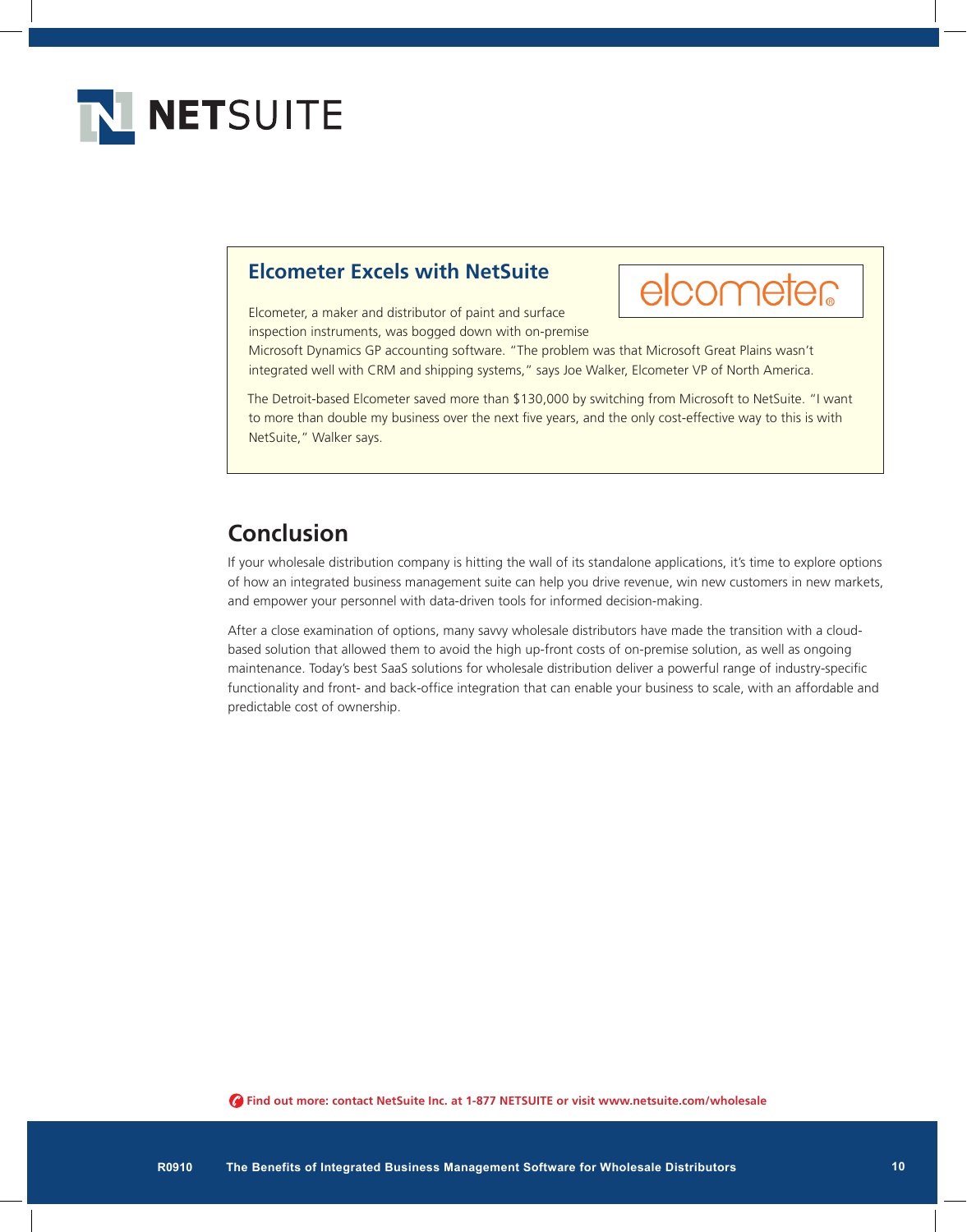## Elcometer Excels with NetSuite

elcometer®

Elcometer, a maker and distributor of paint and surface inspection instruments, was bogged down with on-premise Microsoft Dynamics GP accounting software. "The problem was that Microsoft Great Plains wasn't integrated well with CRM and shipping systems," says Joe Walker, Elcometer VP of North America.

The Detroit-based Elcometer saved more than $130,000 by switching from Microsoft to NetSuite. "I want to more than double my business over the next five years, and the only cost-effective way to this is with NetSuite," Walker says.

## Conclusion

If your wholesale distribution company is hitting the wall of its standalone applications, it's time to explore options of how an integrated business management suite can help you drive revenue, win new customers in new markets, and empower your personnel with data-driven tools for informed decision-making.

After a close examination of options, many savvy wholesale distributors have made the transition with a cloud-based solution that allowed them to avoid the high up-front costs of on-premise solution, as well as ongoing maintenance. Today's best SaaS solutions for wholesale distribution deliver a powerful range of industry-specific functionality and front- and back-office integration that can enable your business to scale, with an affordable and predictable cost of ownership.

**Find out more: contact NetSuite Inc. at 1-877 NETSUITE or visit www.netsuite.com/wholesale**